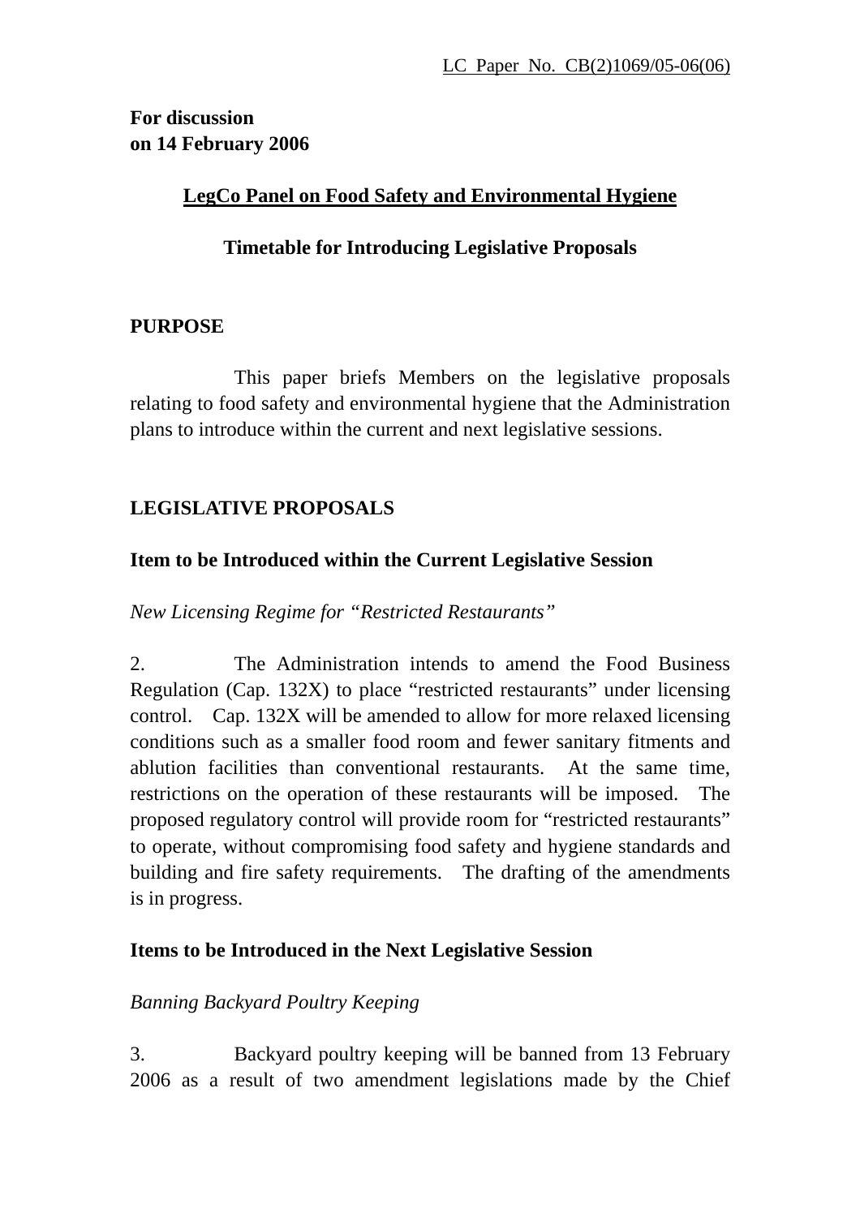LC Paper No. CB(2)1069/05-06(06)

**For discussion**
**on 14 February 2006**

## LegCo Panel on Food Safety and Environmental Hygiene

## Timetable for Introducing Legislative Proposals

### PURPOSE

This paper briefs Members on the legislative proposals relating to food safety and environmental hygiene that the Administration plans to introduce within the current and next legislative sessions.

### LEGISLATIVE PROPOSALS

#### Item to be Introduced within the Current Legislative Session

*New Licensing Regime for "Restricted Restaurants"*

2. The Administration intends to amend the Food Business Regulation (Cap. 132X) to place "restricted restaurants" under licensing control. Cap. 132X will be amended to allow for more relaxed licensing conditions such as a smaller food room and fewer sanitary fitments and ablution facilities than conventional restaurants. At the same time, restrictions on the operation of these restaurants will be imposed. The proposed regulatory control will provide room for "restricted restaurants" to operate, without compromising food safety and hygiene standards and building and fire safety requirements. The drafting of the amendments is in progress.

#### Items to be Introduced in the Next Legislative Session

*Banning Backyard Poultry Keeping*

3. Backyard poultry keeping will be banned from 13 February 2006 as a result of two amendment legislations made by the Chief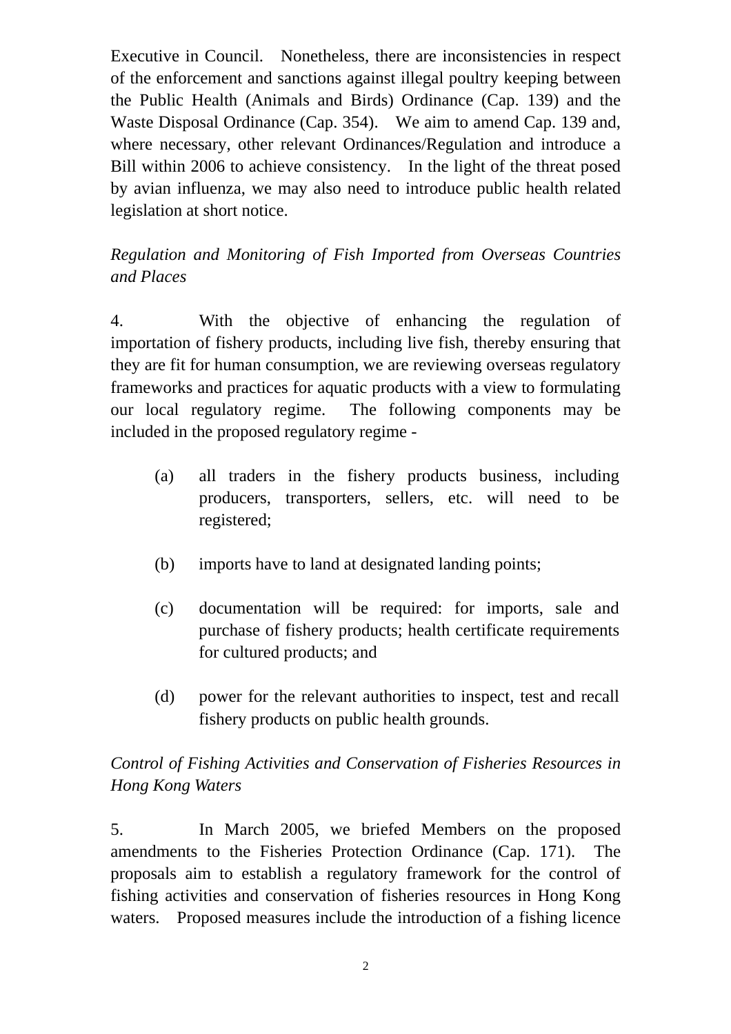Executive in Council. Nonetheless, there are inconsistencies in respect of the enforcement and sanctions against illegal poultry keeping between the Public Health (Animals and Birds) Ordinance (Cap. 139) and the Waste Disposal Ordinance (Cap. 354). We aim to amend Cap. 139 and, where necessary, other relevant Ordinances/Regulation and introduce a Bill within 2006 to achieve consistency. In the light of the threat posed by avian influenza, we may also need to introduce public health related legislation at short notice.

*Regulation and Monitoring of Fish Imported from Overseas Countries and Places*

4. With the objective of enhancing the regulation of importation of fishery products, including live fish, thereby ensuring that they are fit for human consumption, we are reviewing overseas regulatory frameworks and practices for aquatic products with a view to formulating our local regulatory regime. The following components may be included in the proposed regulatory regime -

(a) all traders in the fishery products business, including producers, transporters, sellers, etc. will need to be registered;

(b) imports have to land at designated landing points;

(c) documentation will be required: for imports, sale and purchase of fishery products; health certificate requirements for cultured products; and

(d) power for the relevant authorities to inspect, test and recall fishery products on public health grounds.

*Control of Fishing Activities and Conservation of Fisheries Resources in Hong Kong Waters*

5. In March 2005, we briefed Members on the proposed amendments to the Fisheries Protection Ordinance (Cap. 171). The proposals aim to establish a regulatory framework for the control of fishing activities and conservation of fisheries resources in Hong Kong waters. Proposed measures include the introduction of a fishing licence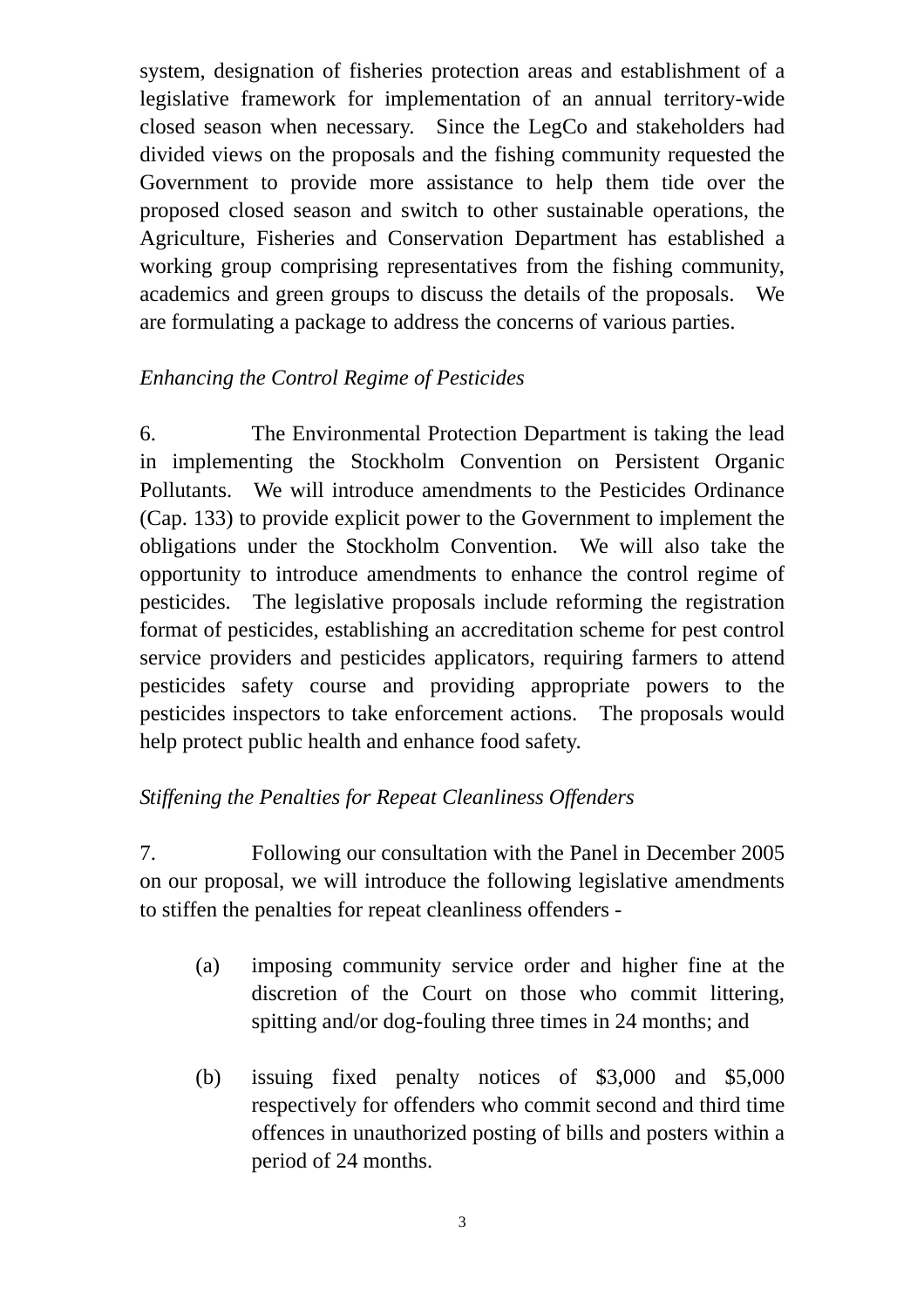system, designation of fisheries protection areas and establishment of a legislative framework for implementation of an annual territory-wide closed season when necessary. Since the LegCo and stakeholders had divided views on the proposals and the fishing community requested the Government to provide more assistance to help them tide over the proposed closed season and switch to other sustainable operations, the Agriculture, Fisheries and Conservation Department has established a working group comprising representatives from the fishing community, academics and green groups to discuss the details of the proposals. We are formulating a package to address the concerns of various parties.

*Enhancing the Control Regime of Pesticides*

6. The Environmental Protection Department is taking the lead in implementing the Stockholm Convention on Persistent Organic Pollutants. We will introduce amendments to the Pesticides Ordinance (Cap. 133) to provide explicit power to the Government to implement the obligations under the Stockholm Convention. We will also take the opportunity to introduce amendments to enhance the control regime of pesticides. The legislative proposals include reforming the registration format of pesticides, establishing an accreditation scheme for pest control service providers and pesticides applicators, requiring farmers to attend pesticides safety course and providing appropriate powers to the pesticides inspectors to take enforcement actions. The proposals would help protect public health and enhance food safety.

*Stiffening the Penalties for Repeat Cleanliness Offenders*

7. Following our consultation with the Panel in December 2005 on our proposal, we will introduce the following legislative amendments to stiffen the penalties for repeat cleanliness offenders -

(a) imposing community service order and higher fine at the discretion of the Court on those who commit littering, spitting and/or dog-fouling three times in 24 months; and

(b) issuing fixed penalty notices of $3,000 and $5,000 respectively for offenders who commit second and third time offences in unauthorized posting of bills and posters within a period of 24 months.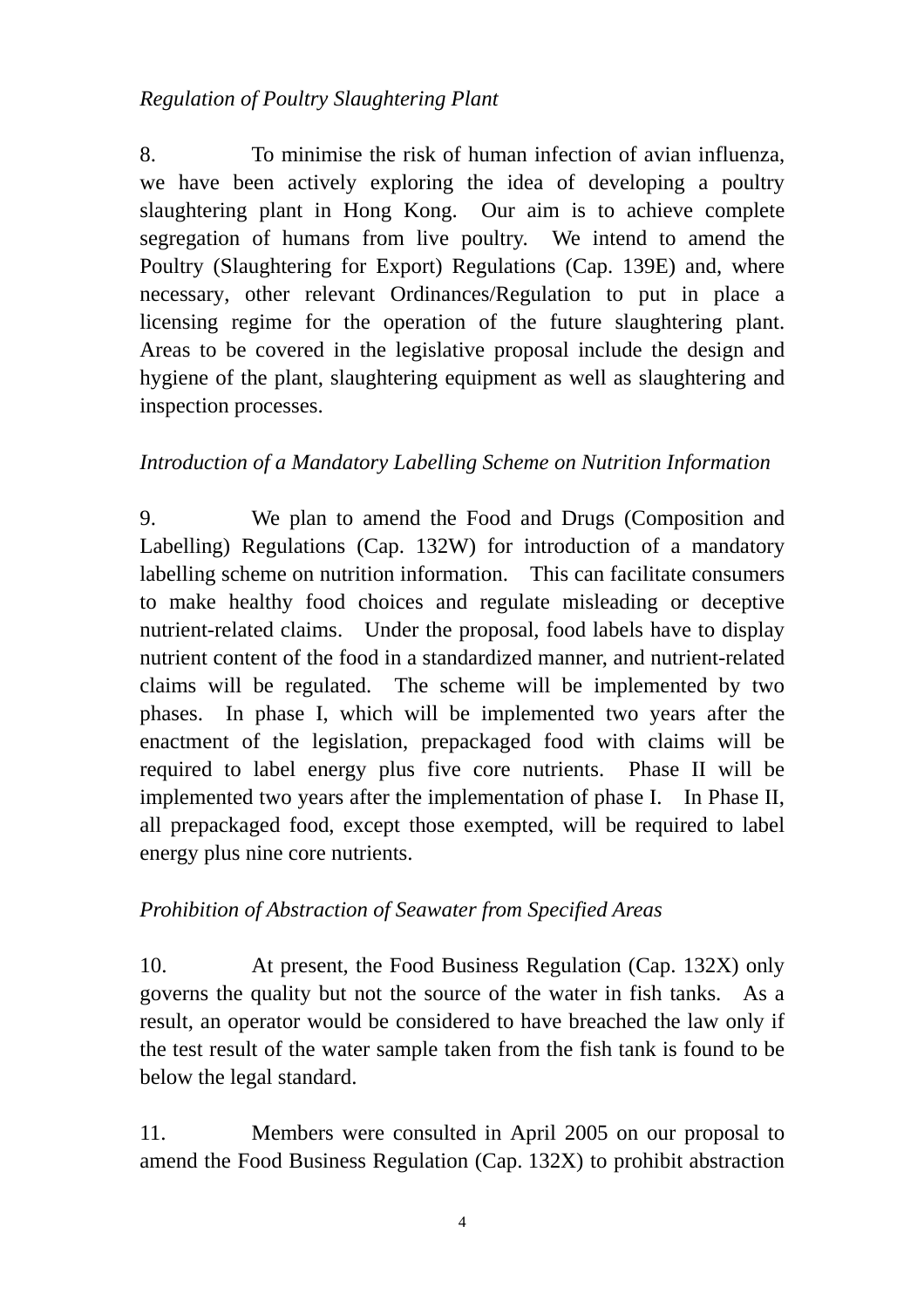*Regulation of Poultry Slaughtering Plant*

8. To minimise the risk of human infection of avian influenza, we have been actively exploring the idea of developing a poultry slaughtering plant in Hong Kong. Our aim is to achieve complete segregation of humans from live poultry. We intend to amend the Poultry (Slaughtering for Export) Regulations (Cap. 139E) and, where necessary, other relevant Ordinances/Regulation to put in place a licensing regime for the operation of the future slaughtering plant. Areas to be covered in the legislative proposal include the design and hygiene of the plant, slaughtering equipment as well as slaughtering and inspection processes.

*Introduction of a Mandatory Labelling Scheme on Nutrition Information*

9. We plan to amend the Food and Drugs (Composition and Labelling) Regulations (Cap. 132W) for introduction of a mandatory labelling scheme on nutrition information. This can facilitate consumers to make healthy food choices and regulate misleading or deceptive nutrient-related claims. Under the proposal, food labels have to display nutrient content of the food in a standardized manner, and nutrient-related claims will be regulated. The scheme will be implemented by two phases. In phase I, which will be implemented two years after the enactment of the legislation, prepackaged food with claims will be required to label energy plus five core nutrients. Phase II will be implemented two years after the implementation of phase I. In Phase II, all prepackaged food, except those exempted, will be required to label energy plus nine core nutrients.

*Prohibition of Abstraction of Seawater from Specified Areas*

10. At present, the Food Business Regulation (Cap. 132X) only governs the quality but not the source of the water in fish tanks. As a result, an operator would be considered to have breached the law only if the test result of the water sample taken from the fish tank is found to be below the legal standard.

11. Members were consulted in April 2005 on our proposal to amend the Food Business Regulation (Cap. 132X) to prohibit abstraction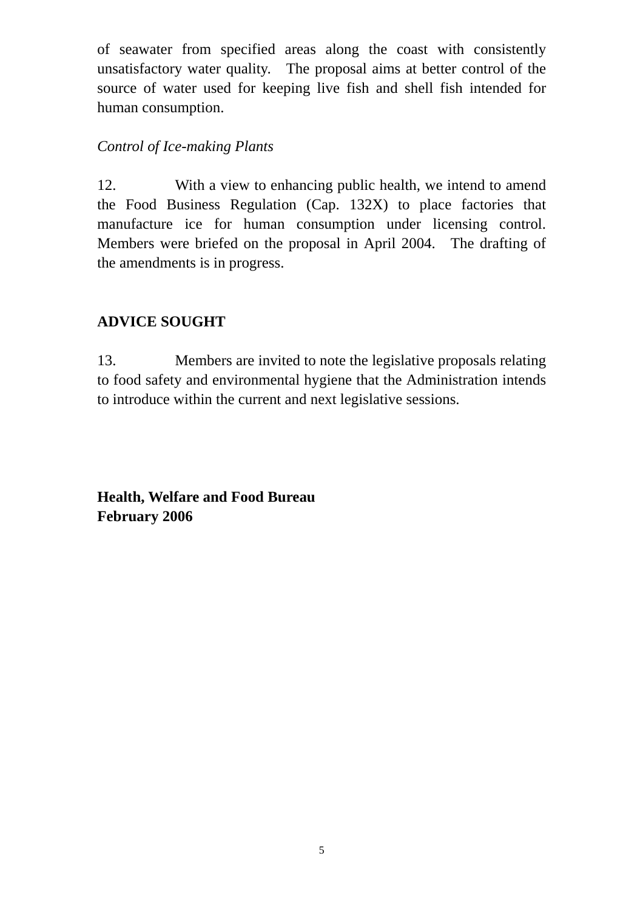of seawater from specified areas along the coast with consistently unsatisfactory water quality. The proposal aims at better control of the source of water used for keeping live fish and shell fish intended for human consumption.

*Control of Ice-making Plants*

12. With a view to enhancing public health, we intend to amend the Food Business Regulation (Cap. 132X) to place factories that manufacture ice for human consumption under licensing control. Members were briefed on the proposal in April 2004. The drafting of the amendments is in progress.

## ADVICE SOUGHT

13. Members are invited to note the legislative proposals relating to food safety and environmental hygiene that the Administration intends to introduce within the current and next legislative sessions.

**Health, Welfare and Food Bureau**
**February 2006**